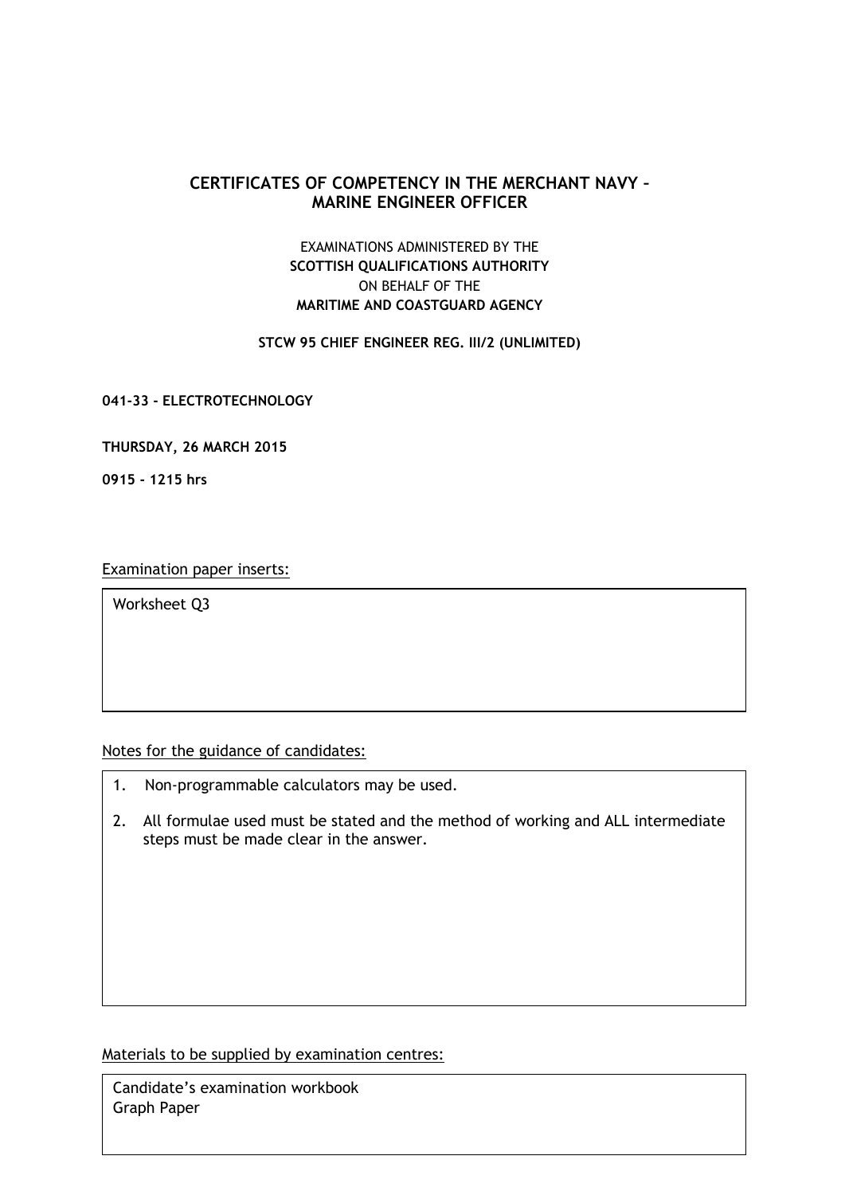# CERTIFICATES OF COMPETENCY IN THE MERCHANT NAVY – MARINE ENGINEER OFFICER

EXAMINATIONS ADMINISTERED BY THE
**SCOTTISH QUALIFICATIONS AUTHORITY**
ON BEHALF OF THE
**MARITIME AND COASTGUARD AGENCY**

**STCW 95 CHIEF ENGINEER REG. III/2 (UNLIMITED)**

**041-33 - ELECTROTECHNOLOGY**

**THURSDAY, 26 MARCH 2015**

**0915 - 1215 hrs**

Examination paper inserts:

| Worksheet Q3 |
| --- |

Notes for the guidance of candidates:

1. Non-programmable calculators may be used.
2. All formulae used must be stated and the method of working and ALL intermediate steps must be made clear in the answer.

Materials to be supplied by examination centres:

Candidate's examination workbook
Graph Paper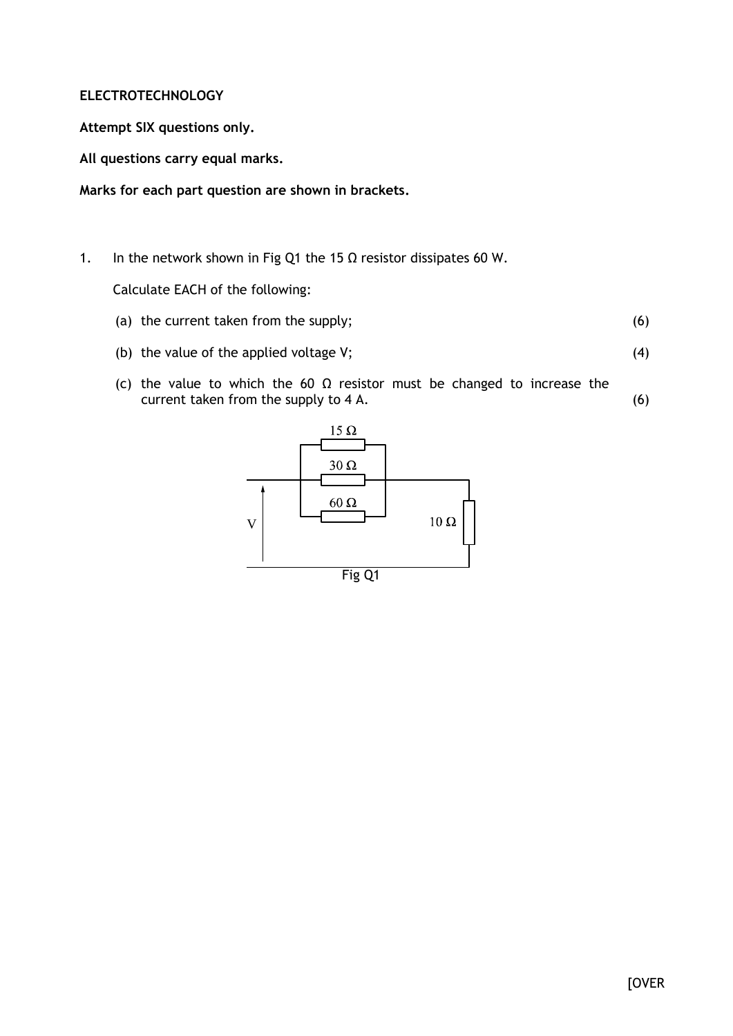**ELECTROTECHNOLOGY**

**Attempt SIX questions only.**

**All questions carry equal marks.**

**Marks for each part question are shown in brackets.**

1. In the network shown in Fig Q1 the 15 Ω resistor dissipates 60 W.

   Calculate EACH of the following:

   (a) the current taken from the supply; (6)

   (b) the value of the applied voltage V; (4)

   (c) the value to which the 60 Ω resistor must be changed to increase the current taken from the supply to 4 A. (6)

Fig Q1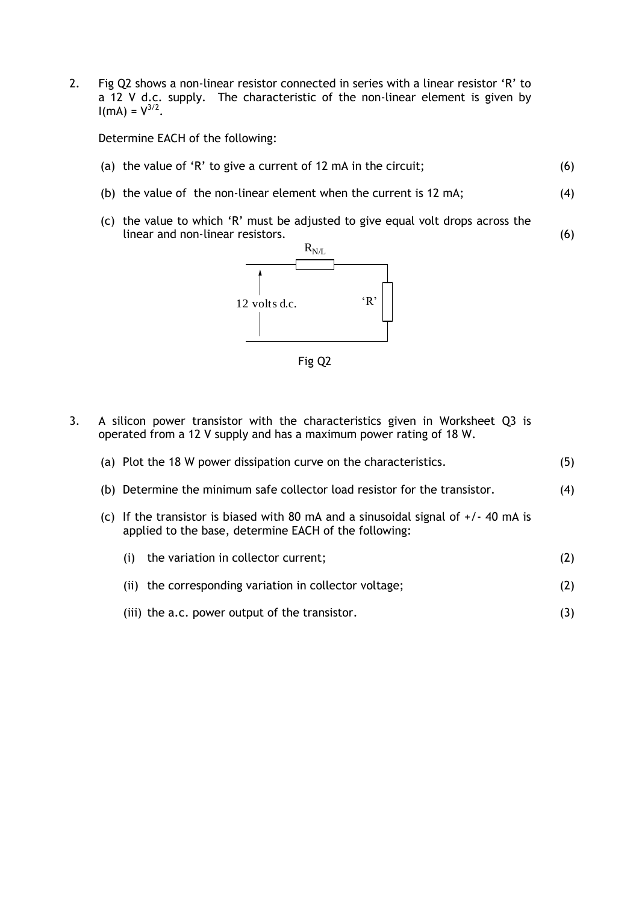2. Fig Q2 shows a non-linear resistor connected in series with a linear resistor 'R' to a 12 V d.c. supply. The characteristic of the non-linear element is given by $I(mA) = V^{3/2}$.

   Determine EACH of the following:

   (a) the value of 'R' to give a current of 12 mA in the circuit; (6)

   (b) the value of the non-linear element when the current is 12 mA; (4)

   (c) the value to which 'R' must be adjusted to give equal volt drops across the linear and non-linear resistors. (6)

$R_{N/L}$

12 volts d.c.

'R'

Fig Q2

3. A silicon power transistor with the characteristics given in Worksheet Q3 is operated from a 12 V supply and has a maximum power rating of 18 W.

   (a) Plot the 18 W power dissipation curve on the characteristics. (5)

   (b) Determine the minimum safe collector load resistor for the transistor. (4)

   (c) If the transistor is biased with 80 mA and a sinusoidal signal of +/- 40 mA is applied to the base, determine EACH of the following:

      (i) the variation in collector current; (2)

      (ii) the corresponding variation in collector voltage; (2)

      (iii) the a.c. power output of the transistor. (3)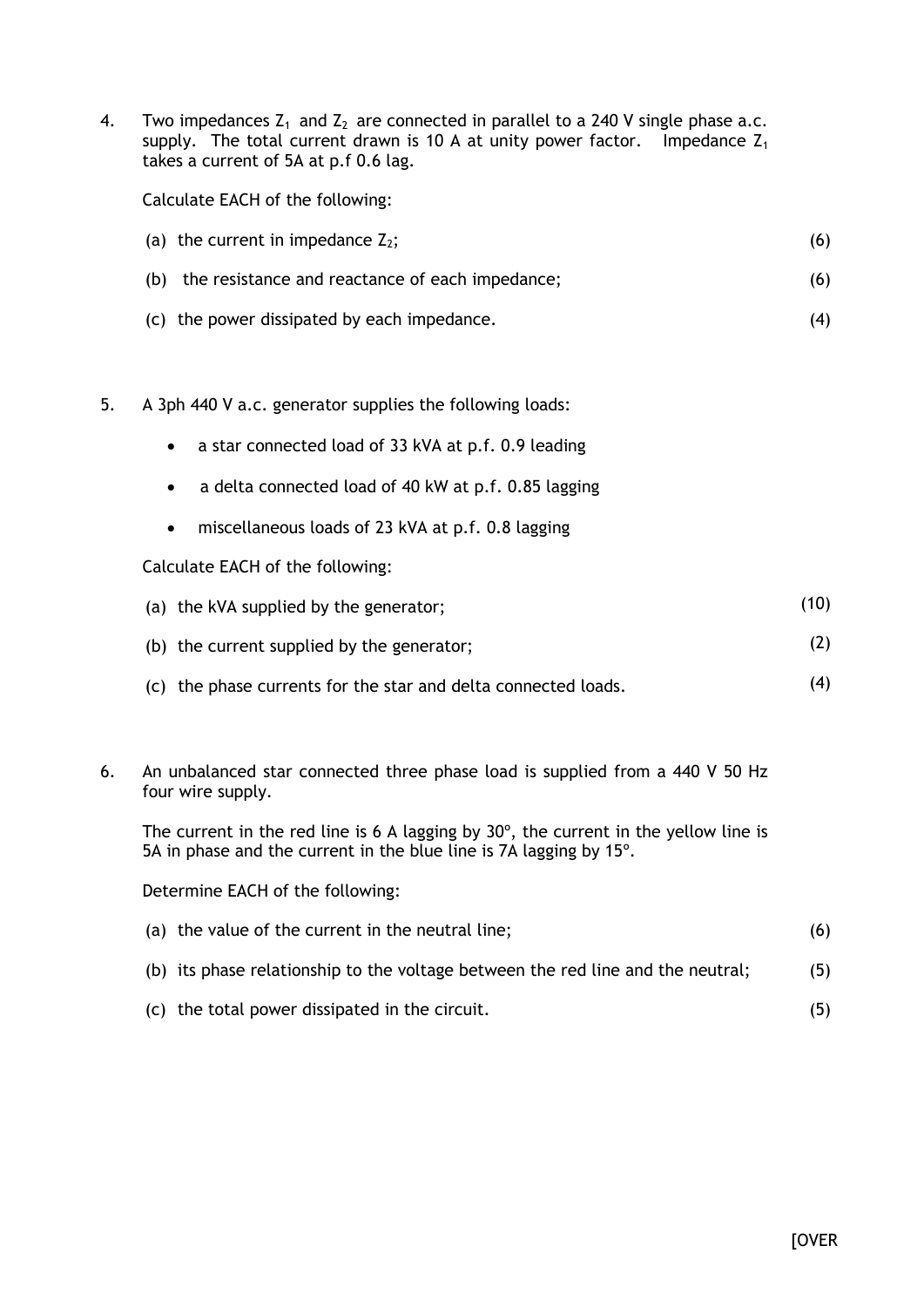4. Two impedances $Z_1$ and $Z_2$ are connected in parallel to a 240 V single phase a.c. supply. The total current drawn is 10 A at unity power factor. Impedance $Z_1$ takes a current of 5A at p.f 0.6 lag.

   Calculate EACH of the following:

   (a) the current in impedance $Z_2$; (6)

   (b) the resistance and reactance of each impedance; (6)

   (c) the power dissipated by each impedance. (4)

5. A 3ph 440 V a.c. generator supplies the following loads:

   - a star connected load of 33 kVA at p.f. 0.9 leading
   - a delta connected load of 40 kW at p.f. 0.85 lagging
   - miscellaneous loads of 23 kVA at p.f. 0.8 lagging

   Calculate EACH of the following:

   (a) the kVA supplied by the generator; (10)

   (b) the current supplied by the generator; (2)

   (c) the phase currents for the star and delta connected loads. (4)

6. An unbalanced star connected three phase load is supplied from a 440 V 50 Hz four wire supply.

   The current in the red line is 6 A lagging by 30°, the current in the yellow line is 5A in phase and the current in the blue line is 7A lagging by 15°.

   Determine EACH of the following:

   (a) the value of the current in the neutral line; (6)

   (b) its phase relationship to the voltage between the red line and the neutral; (5)

   (c) the total power dissipated in the circuit. (5)

[OVER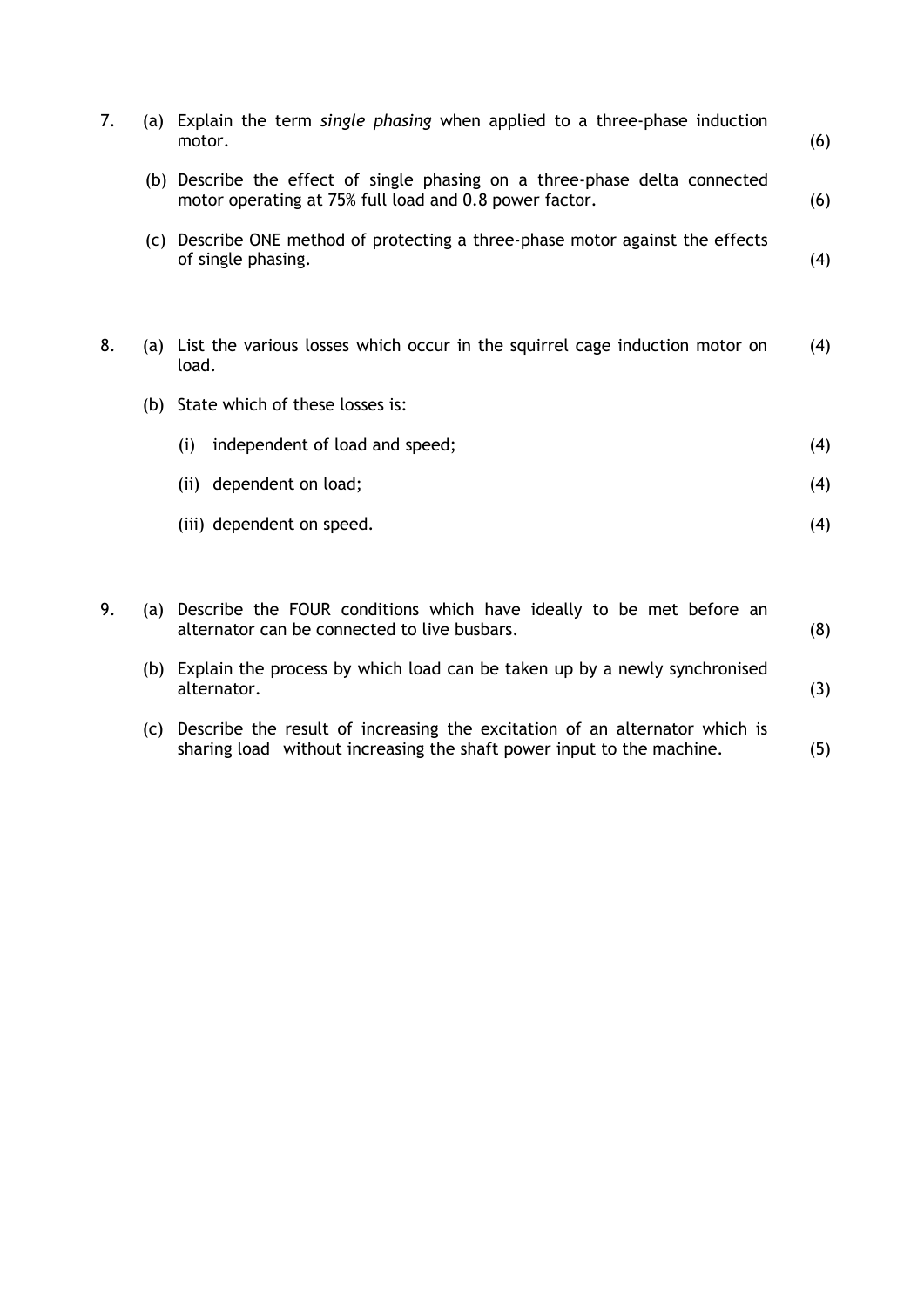7. (a) Explain the term *single phasing* when applied to a three-phase induction motor. (6)

   (b) Describe the effect of single phasing on a three-phase delta connected motor operating at 75% full load and 0.8 power factor. (6)

   (c) Describe ONE method of protecting a three-phase motor against the effects of single phasing. (4)

8. (a) List the various losses which occur in the squirrel cage induction motor on load. (4)

   (b) State which of these losses is:

   (i) independent of load and speed; (4)

   (ii) dependent on load; (4)

   (iii) dependent on speed. (4)

9. (a) Describe the FOUR conditions which have ideally to be met before an alternator can be connected to live busbars. (8)

   (b) Explain the process by which load can be taken up by a newly synchronised alternator. (3)

   (c) Describe the result of increasing the excitation of an alternator which is sharing load without increasing the shaft power input to the machine. (5)